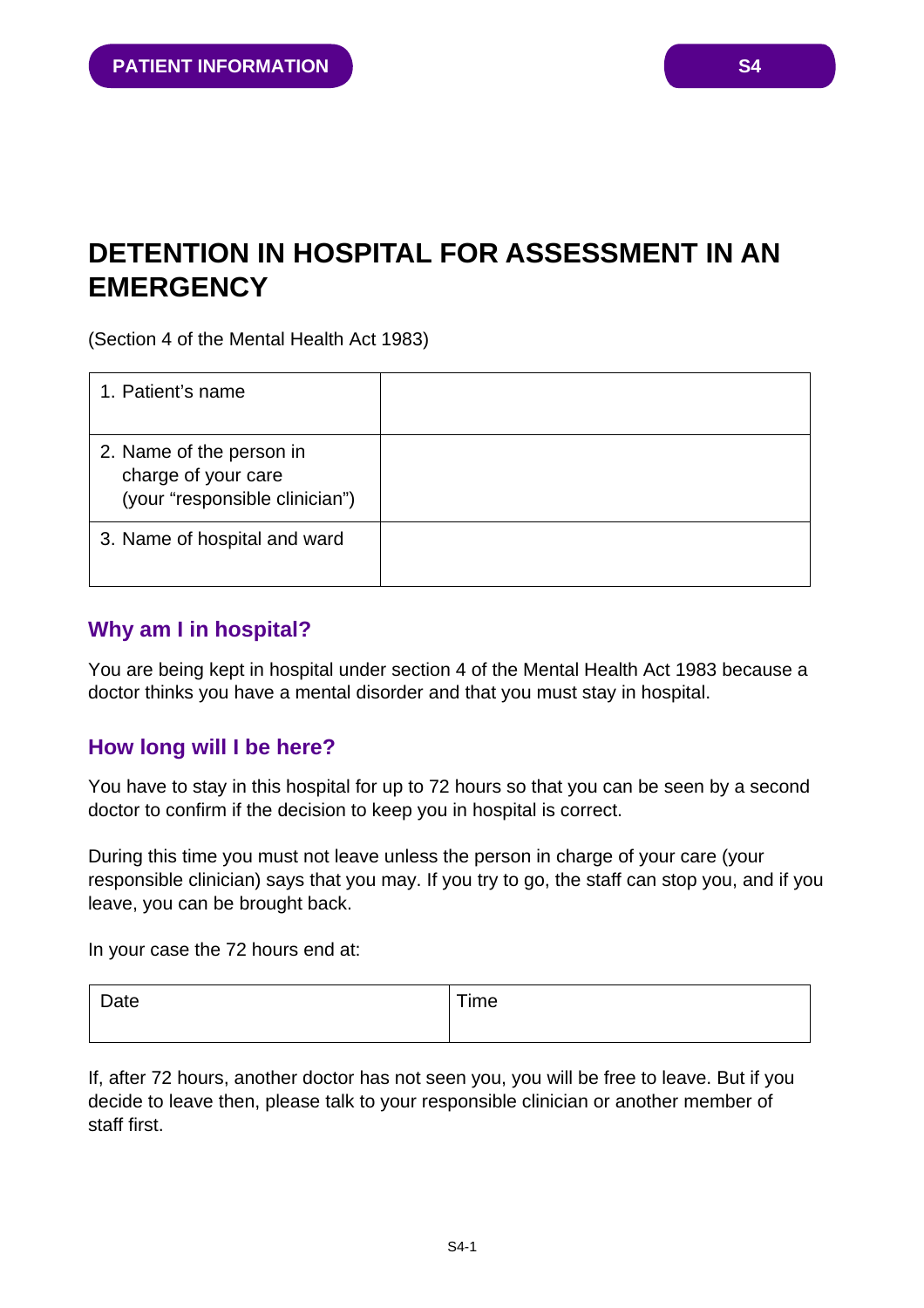PATIENT INFORMATION

S4

# DETENTION IN HOSPITAL FOR ASSESSMENT IN AN EMERGENCY

(Section 4 of the Mental Health Act 1983)

| | |
|---|---|
| 1. Patient's name | |
| 2. Name of the person in charge of your care (your "responsible clinician") | |
| 3. Name of hospital and ward | |

## Why am I in hospital?

You are being kept in hospital under section 4 of the Mental Health Act 1983 because a doctor thinks you have a mental disorder and that you must stay in hospital.

## How long will I be here?

You have to stay in this hospital for up to 72 hours so that you can be seen by a second doctor to confirm if the decision to keep you in hospital is correct.

During this time you must not leave unless the person in charge of your care (your responsible clinician) says that you may. If you try to go, the staff can stop you, and if you leave, you can be brought back.

In your case the 72 hours end at:

| | |
|---|---|
| Date | Time |

If, after 72 hours, another doctor has not seen you, you will be free to leave. But if you decide to leave then, please talk to your responsible clinician or another member of staff first.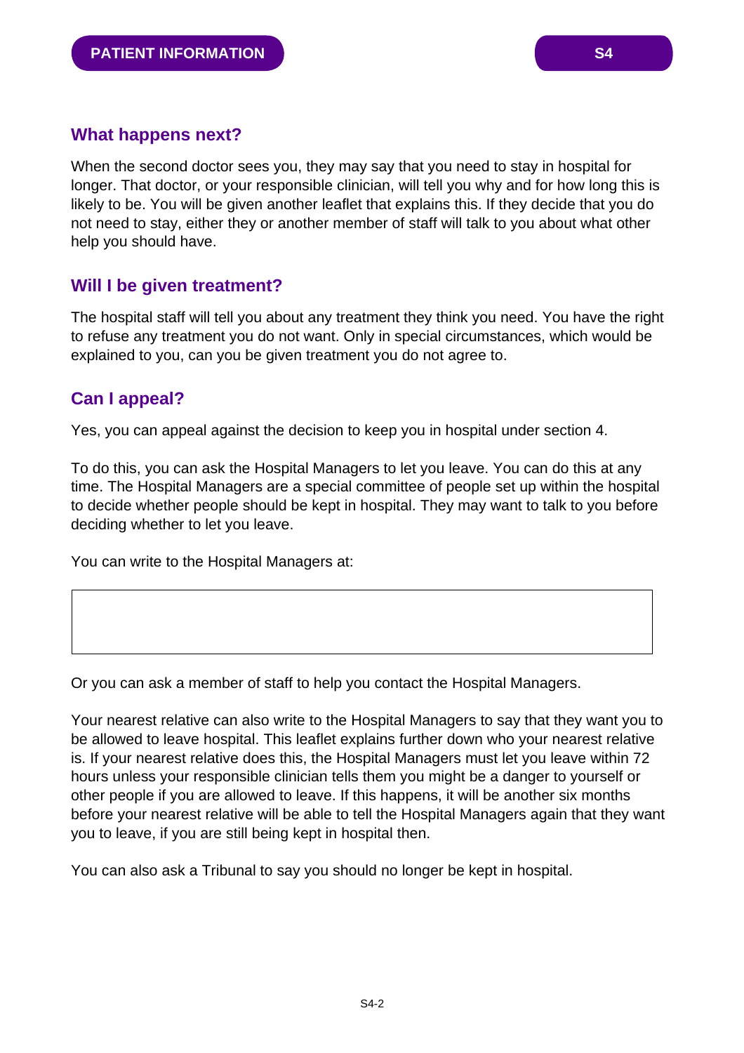## What happens next?

When the second doctor sees you, they may say that you need to stay in hospital for longer. That doctor, or your responsible clinician, will tell you why and for how long this is likely to be. You will be given another leaflet that explains this. If they decide that you do not need to stay, either they or another member of staff will talk to you about what other help you should have.

## Will I be given treatment?

The hospital staff will tell you about any treatment they think you need. You have the right to refuse any treatment you do not want. Only in special circumstances, which would be explained to you, can you be given treatment you do not agree to.

## Can I appeal?

Yes, you can appeal against the decision to keep you in hospital under section 4.

To do this, you can ask the Hospital Managers to let you leave. You can do this at any time. The Hospital Managers are a special committee of people set up within the hospital to decide whether people should be kept in hospital. They may want to talk to you before deciding whether to let you leave.

You can write to the Hospital Managers at:

Or you can ask a member of staff to help you contact the Hospital Managers.

Your nearest relative can also write to the Hospital Managers to say that they want you to be allowed to leave hospital. This leaflet explains further down who your nearest relative is. If your nearest relative does this, the Hospital Managers must let you leave within 72 hours unless your responsible clinician tells them you might be a danger to yourself or other people if you are allowed to leave. If this happens, it will be another six months before your nearest relative will be able to tell the Hospital Managers again that they want you to leave, if you are still being kept in hospital then.

You can also ask a Tribunal to say you should no longer be kept in hospital.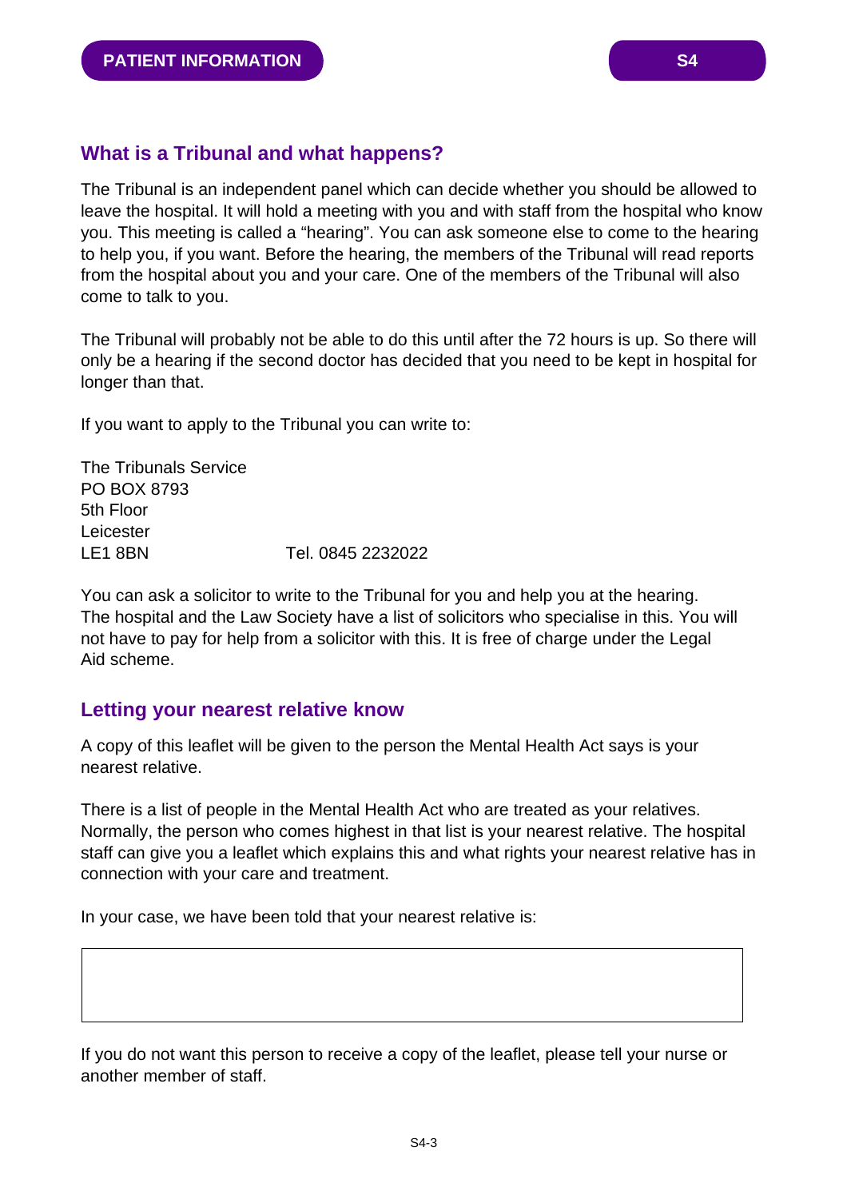## What is a Tribunal and what happens?

The Tribunal is an independent panel which can decide whether you should be allowed to leave the hospital. It will hold a meeting with you and with staff from the hospital who know you. This meeting is called a "hearing". You can ask someone else to come to the hearing to help you, if you want. Before the hearing, the members of the Tribunal will read reports from the hospital about you and your care. One of the members of the Tribunal will also come to talk to you.

The Tribunal will probably not be able to do this until after the 72 hours is up. So there will only be a hearing if the second doctor has decided that you need to be kept in hospital for longer than that.

If you want to apply to the Tribunal you can write to:

The Tribunals Service
PO BOX 8793
5th Floor
Leicester
LE1 8BN Tel. 0845 2232022

You can ask a solicitor to write to the Tribunal for you and help you at the hearing. The hospital and the Law Society have a list of solicitors who specialise in this. You will not have to pay for help from a solicitor with this. It is free of charge under the Legal Aid scheme.

## Letting your nearest relative know

A copy of this leaflet will be given to the person the Mental Health Act says is your nearest relative.

There is a list of people in the Mental Health Act who are treated as your relatives. Normally, the person who comes highest in that list is your nearest relative. The hospital staff can give you a leaflet which explains this and what rights your nearest relative has in connection with your care and treatment.

In your case, we have been told that your nearest relative is:

| |
|---|
| |

If you do not want this person to receive a copy of the leaflet, please tell your nurse or another member of staff.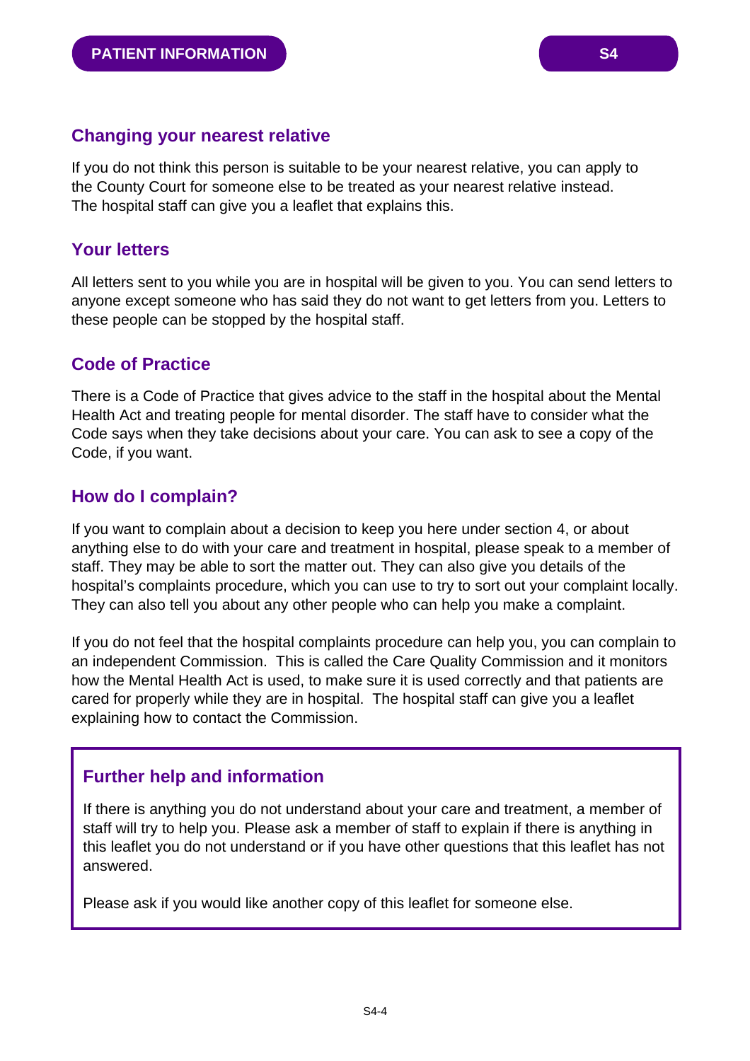## Changing your nearest relative

If you do not think this person is suitable to be your nearest relative, you can apply to the County Court for someone else to be treated as your nearest relative instead. The hospital staff can give you a leaflet that explains this.

## Your letters

All letters sent to you while you are in hospital will be given to you. You can send letters to anyone except someone who has said they do not want to get letters from you. Letters to these people can be stopped by the hospital staff.

## Code of Practice

There is a Code of Practice that gives advice to the staff in the hospital about the Mental Health Act and treating people for mental disorder. The staff have to consider what the Code says when they take decisions about your care. You can ask to see a copy of the Code, if you want.

## How do I complain?

If you want to complain about a decision to keep you here under section 4, or about anything else to do with your care and treatment in hospital, please speak to a member of staff. They may be able to sort the matter out. They can also give you details of the hospital's complaints procedure, which you can use to try to sort out your complaint locally. They can also tell you about any other people who can help you make a complaint.

If you do not feel that the hospital complaints procedure can help you, you can complain to an independent Commission. This is called the Care Quality Commission and it monitors how the Mental Health Act is used, to make sure it is used correctly and that patients are cared for properly while they are in hospital. The hospital staff can give you a leaflet explaining how to contact the Commission.

## Further help and information

If there is anything you do not understand about your care and treatment, a member of staff will try to help you. Please ask a member of staff to explain if there is anything in this leaflet you do not understand or if you have other questions that this leaflet has not answered.

Please ask if you would like another copy of this leaflet for someone else.